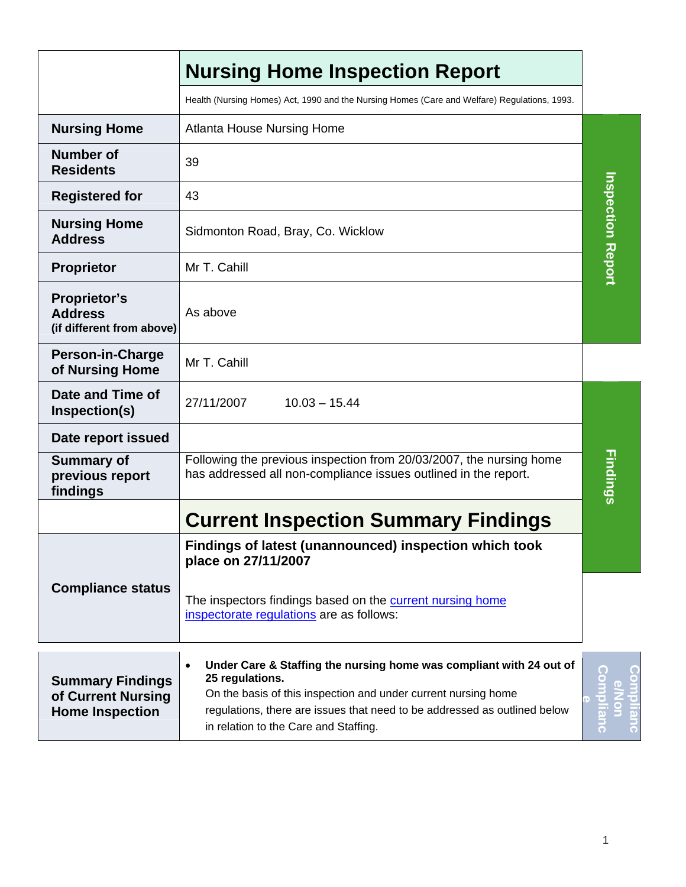# Nursing Home Inspection Report

Health (Nursing Homes) Act, 1990 and the Nursing Homes (Care and Welfare) Regulations, 1993.

| | |
|---|---|
| **Nursing Home** | Atlanta House Nursing Home |
| **Number of Residents** | 39 |
| **Registered for** | 43 |
| **Nursing Home Address** | Sidmonton Road, Bray, Co. Wicklow |
| **Proprietor** | Mr T. Cahill |
| **Proprietor's Address (if different from above)** | As above |
| **Person-in-Charge of Nursing Home** | Mr T. Cahill |
| **Date and Time of Inspection(s)** | 27/11/2007 10.03 – 15.44 |
| **Date report issued** | |
| **Summary of previous report findings** | Following the previous inspection from 20/03/2007, the nursing home has addressed all non-compliance issues outlined in the report. |

## Current Inspection Summary Findings

| | |
|---|---|
| **Compliance status** | **Findings of latest (unannounced) inspection which took place on 27/11/2007**<br><br>The inspectors findings based on the current nursing home inspectorate regulations are as follows: |
| **Summary Findings of Current Nursing Home Inspection** | • **Under Care & Staffing the nursing home was compliant with 24 out of 25 regulations.** On the basis of this inspection and under current nursing home regulations, there are issues that need to be addressed as outlined below in relation to the Care and Staffing. |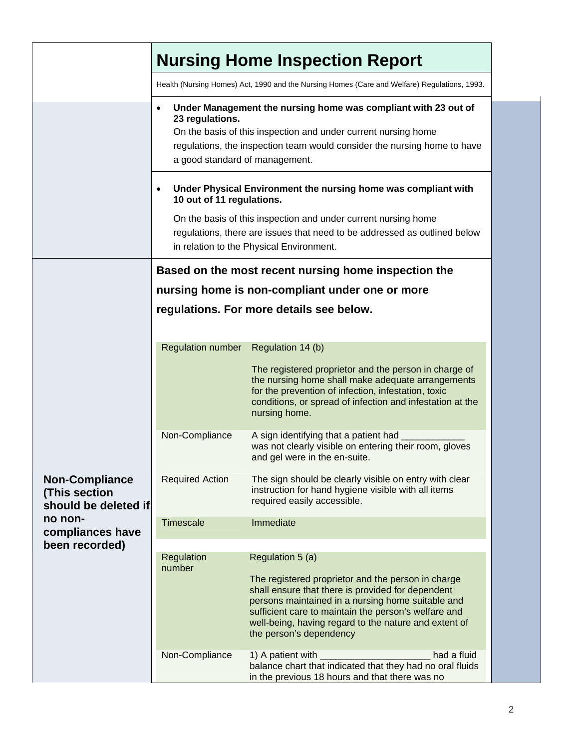# Nursing Home Inspection Report

Health (Nursing Homes) Act, 1990 and the Nursing Homes (Care and Welfare) Regulations, 1993.

- **Under Management the nursing home was compliant with 23 out of 23 regulations.**
  On the basis of this inspection and under current nursing home regulations, the inspection team would consider the nursing home to have a good standard of management.

- **Under Physical Environment the nursing home was compliant with 10 out of 11 regulations.**

  On the basis of this inspection and under current nursing home regulations, there are issues that need to be addressed as outlined below in relation to the Physical Environment.

**Non-Compliance (This section should be deleted if no non-compliances have been recorded)**

**Based on the most recent nursing home inspection the nursing home is non-compliant under one or more regulations. For more details see below.**

| Regulation number | Regulation 14 (b)<br><br>The registered proprietor and the person in charge of the nursing home shall make adequate arrangements for the prevention of infection, infestation, toxic conditions, or spread of infection and infestation at the nursing home. |
|---|---|
| Non-Compliance | A sign identifying that a patient had ____________ was not clearly visible on entering their room, gloves and gel were in the en-suite. |
| Required Action | The sign should be clearly visible on entry with clear instruction for hand hygiene visible with all items required easily accessible. |
| Timescale | Immediate |

| Regulation number | Regulation 5 (a)<br><br>The registered proprietor and the person in charge shall ensure that there is provided for dependent persons maintained in a nursing home suitable and sufficient care to maintain the person's welfare and well-being, having regard to the nature and extent of the person's dependency |
|---|---|
| Non-Compliance | 1) A patient with ____________________ had a fluid balance chart that indicated that they had no oral fluids in the previous 18 hours and that there was no |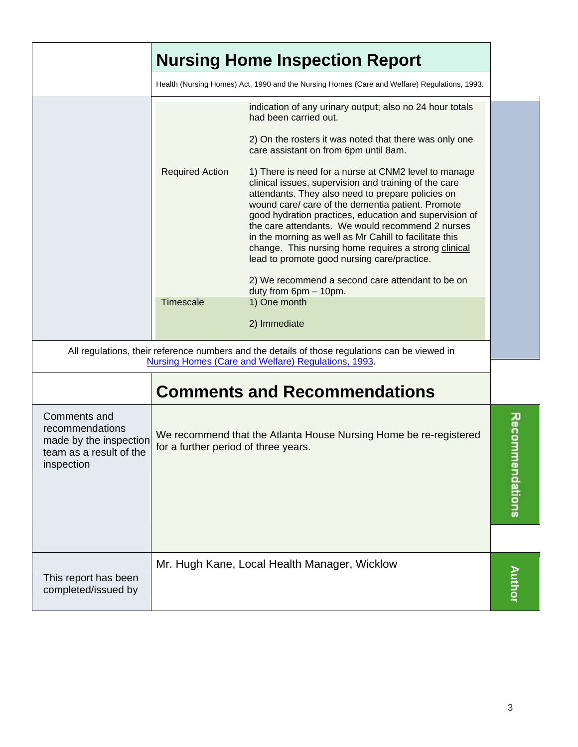# Nursing Home Inspection Report

Health (Nursing Homes) Act, 1990 and the Nursing Homes (Care and Welfare) Regulations, 1993.

| | |
|---|---|
| | indication of any urinary output; also no 24 hour totals had been carried out.<br><br>2) On the rosters it was noted that there was only one care assistant on from 6pm until 8am. |
| Required Action | 1) There is need for a nurse at CNM2 level to manage clinical issues, supervision and training of the care attendants. They also need to prepare policies on wound care/ care of the dementia patient. Promote good hydration practices, education and supervision of the care attendants. We would recommend 2 nurses in the morning as well as Mr Cahill to facilitate this change. This nursing home requires a strong clinical lead to promote good nursing care/practice.<br><br>2) We recommend a second care attendant to be on duty from 6pm – 10pm. |
| Timescale | 1) One month<br><br>2) Immediate |

All regulations, their reference numbers and the details of those regulations can be viewed in Nursing Homes (Care and Welfare) Regulations, 1993.

## Comments and Recommendations

| | |
|---|---|
| Comments and recommendations made by the inspection team as a result of the inspection | We recommend that the Atlanta House Nursing Home be re-registered for a further period of three years. |
| This report has been completed/issued by | Mr. Hugh Kane, Local Health Manager, Wicklow |